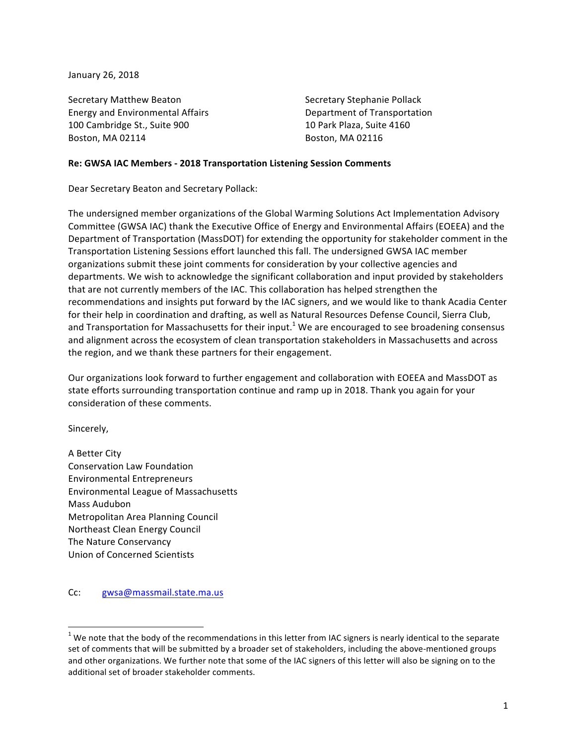January 26, 2018

Secretary Matthew Beaton
Energy and Environmental Affairs
100 Cambridge St., Suite 900
Boston, MA 02114

Secretary Stephanie Pollack
Department of Transportation
10 Park Plaza, Suite 4160
Boston, MA 02116

**Re: GWSA IAC Members - 2018 Transportation Listening Session Comments**

Dear Secretary Beaton and Secretary Pollack:

The undersigned member organizations of the Global Warming Solutions Act Implementation Advisory Committee (GWSA IAC) thank the Executive Office of Energy and Environmental Affairs (EOEEA) and the Department of Transportation (MassDOT) for extending the opportunity for stakeholder comment in the Transportation Listening Sessions effort launched this fall. The undersigned GWSA IAC member organizations submit these joint comments for consideration by your collective agencies and departments. We wish to acknowledge the significant collaboration and input provided by stakeholders that are not currently members of the IAC. This collaboration has helped strengthen the recommendations and insights put forward by the IAC signers, and we would like to thank Acadia Center for their help in coordination and drafting, as well as Natural Resources Defense Council, Sierra Club, and Transportation for Massachusetts for their input.[1] We are encouraged to see broadening consensus and alignment across the ecosystem of clean transportation stakeholders in Massachusetts and across the region, and we thank these partners for their engagement.

Our organizations look forward to further engagement and collaboration with EOEEA and MassDOT as state efforts surrounding transportation continue and ramp up in 2018. Thank you again for your consideration of these comments.

Sincerely,

A Better City
Conservation Law Foundation
Environmental Entrepreneurs
Environmental League of Massachusetts
Mass Audubon
Metropolitan Area Planning Council
Northeast Clean Energy Council
The Nature Conservancy
Union of Concerned Scientists

Cc: gwsa@massmail.state.ma.us

[1] We note that the body of the recommendations in this letter from IAC signers is nearly identical to the separate set of comments that will be submitted by a broader set of stakeholders, including the above-mentioned groups and other organizations. We further note that some of the IAC signers of this letter will also be signing on to the additional set of broader stakeholder comments.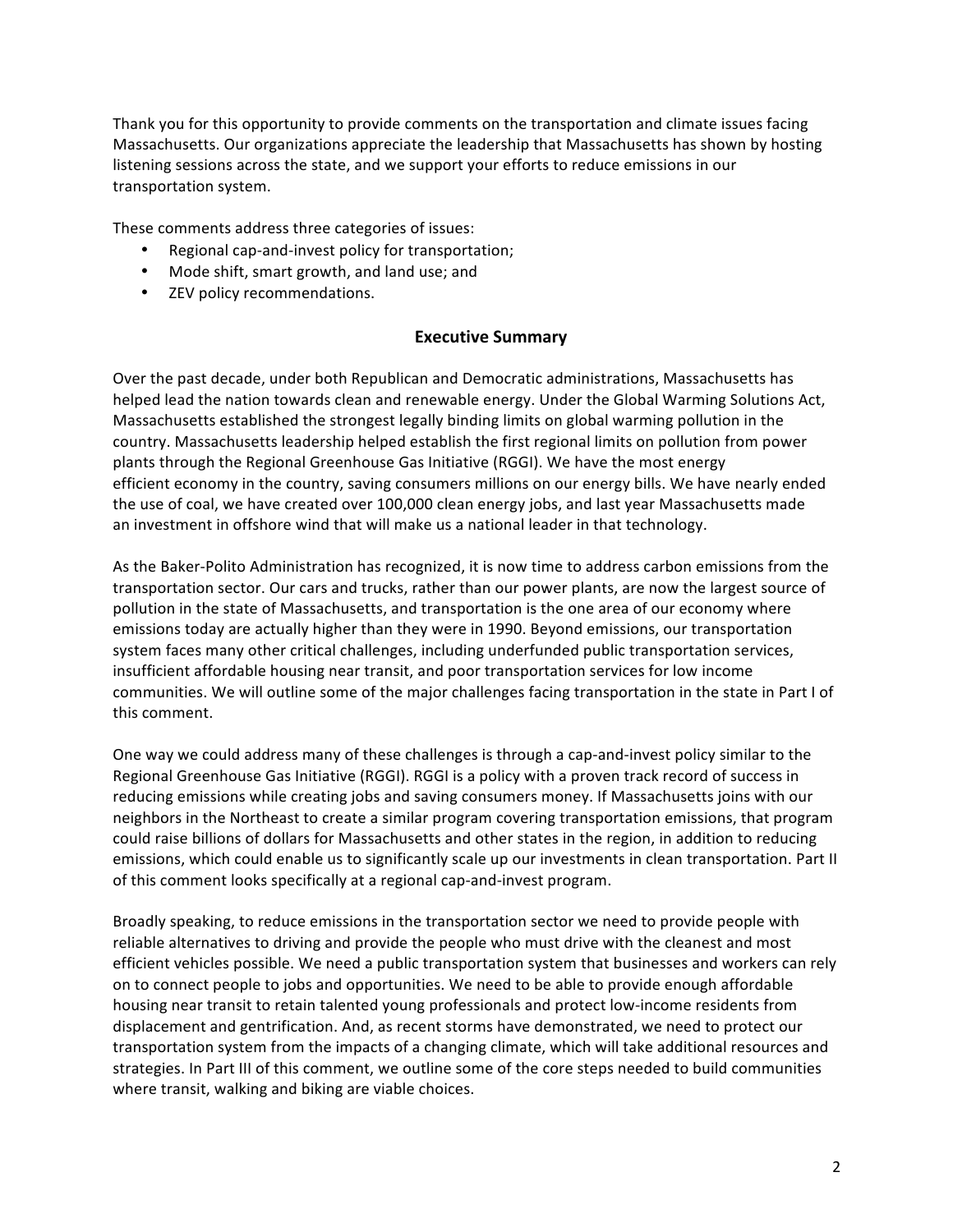Thank you for this opportunity to provide comments on the transportation and climate issues facing Massachusetts. Our organizations appreciate the leadership that Massachusetts has shown by hosting listening sessions across the state, and we support your efforts to reduce emissions in our transportation system.

These comments address three categories of issues:

- Regional cap-and-invest policy for transportation;
- Mode shift, smart growth, and land use; and
- ZEV policy recommendations.

## Executive Summary

Over the past decade, under both Republican and Democratic administrations, Massachusetts has helped lead the nation towards clean and renewable energy. Under the Global Warming Solutions Act, Massachusetts established the strongest legally binding limits on global warming pollution in the country. Massachusetts leadership helped establish the first regional limits on pollution from power plants through the Regional Greenhouse Gas Initiative (RGGI). We have the most energy efficient economy in the country, saving consumers millions on our energy bills. We have nearly ended the use of coal, we have created over 100,000 clean energy jobs, and last year Massachusetts made an investment in offshore wind that will make us a national leader in that technology.

As the Baker-Polito Administration has recognized, it is now time to address carbon emissions from the transportation sector. Our cars and trucks, rather than our power plants, are now the largest source of pollution in the state of Massachusetts, and transportation is the one area of our economy where emissions today are actually higher than they were in 1990. Beyond emissions, our transportation system faces many other critical challenges, including underfunded public transportation services, insufficient affordable housing near transit, and poor transportation services for low income communities. We will outline some of the major challenges facing transportation in the state in Part I of this comment.

One way we could address many of these challenges is through a cap-and-invest policy similar to the Regional Greenhouse Gas Initiative (RGGI). RGGI is a policy with a proven track record of success in reducing emissions while creating jobs and saving consumers money. If Massachusetts joins with our neighbors in the Northeast to create a similar program covering transportation emissions, that program could raise billions of dollars for Massachusetts and other states in the region, in addition to reducing emissions, which could enable us to significantly scale up our investments in clean transportation. Part II of this comment looks specifically at a regional cap-and-invest program.

Broadly speaking, to reduce emissions in the transportation sector we need to provide people with reliable alternatives to driving and provide the people who must drive with the cleanest and most efficient vehicles possible. We need a public transportation system that businesses and workers can rely on to connect people to jobs and opportunities. We need to be able to provide enough affordable housing near transit to retain talented young professionals and protect low-income residents from displacement and gentrification. And, as recent storms have demonstrated, we need to protect our transportation system from the impacts of a changing climate, which will take additional resources and strategies. In Part III of this comment, we outline some of the core steps needed to build communities where transit, walking and biking are viable choices.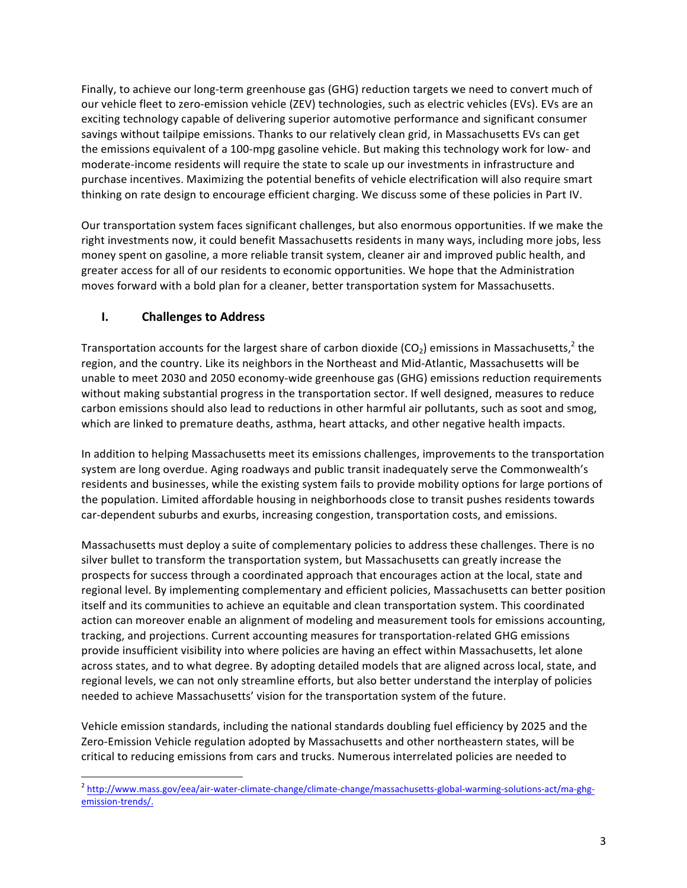Finally, to achieve our long-term greenhouse gas (GHG) reduction targets we need to convert much of our vehicle fleet to zero-emission vehicle (ZEV) technologies, such as electric vehicles (EVs). EVs are an exciting technology capable of delivering superior automotive performance and significant consumer savings without tailpipe emissions. Thanks to our relatively clean grid, in Massachusetts EVs can get the emissions equivalent of a 100-mpg gasoline vehicle. But making this technology work for low- and moderate-income residents will require the state to scale up our investments in infrastructure and purchase incentives. Maximizing the potential benefits of vehicle electrification will also require smart thinking on rate design to encourage efficient charging. We discuss some of these policies in Part IV.

Our transportation system faces significant challenges, but also enormous opportunities. If we make the right investments now, it could benefit Massachusetts residents in many ways, including more jobs, less money spent on gasoline, a more reliable transit system, cleaner air and improved public health, and greater access for all of our residents to economic opportunities. We hope that the Administration moves forward with a bold plan for a cleaner, better transportation system for Massachusetts.

## I. Challenges to Address

Transportation accounts for the largest share of carbon dioxide ($CO_2$) emissions in Massachusetts,[2] the region, and the country. Like its neighbors in the Northeast and Mid-Atlantic, Massachusetts will be unable to meet 2030 and 2050 economy-wide greenhouse gas (GHG) emissions reduction requirements without making substantial progress in the transportation sector. If well designed, measures to reduce carbon emissions should also lead to reductions in other harmful air pollutants, such as soot and smog, which are linked to premature deaths, asthma, heart attacks, and other negative health impacts.

In addition to helping Massachusetts meet its emissions challenges, improvements to the transportation system are long overdue. Aging roadways and public transit inadequately serve the Commonwealth's residents and businesses, while the existing system fails to provide mobility options for large portions of the population. Limited affordable housing in neighborhoods close to transit pushes residents towards car-dependent suburbs and exurbs, increasing congestion, transportation costs, and emissions.

Massachusetts must deploy a suite of complementary policies to address these challenges. There is no silver bullet to transform the transportation system, but Massachusetts can greatly increase the prospects for success through a coordinated approach that encourages action at the local, state and regional level. By implementing complementary and efficient policies, Massachusetts can better position itself and its communities to achieve an equitable and clean transportation system. This coordinated action can moreover enable an alignment of modeling and measurement tools for emissions accounting, tracking, and projections. Current accounting measures for transportation-related GHG emissions provide insufficient visibility into where policies are having an effect within Massachusetts, let alone across states, and to what degree. By adopting detailed models that are aligned across local, state, and regional levels, we can not only streamline efforts, but also better understand the interplay of policies needed to achieve Massachusetts' vision for the transportation system of the future.

Vehicle emission standards, including the national standards doubling fuel efficiency by 2025 and the Zero-Emission Vehicle regulation adopted by Massachusetts and other northeastern states, will be critical to reducing emissions from cars and trucks. Numerous interrelated policies are needed to

---

[2] http://www.mass.gov/eea/air-water-climate-change/climate-change/massachusetts-global-warming-solutions-act/ma-ghg-emission-trends/.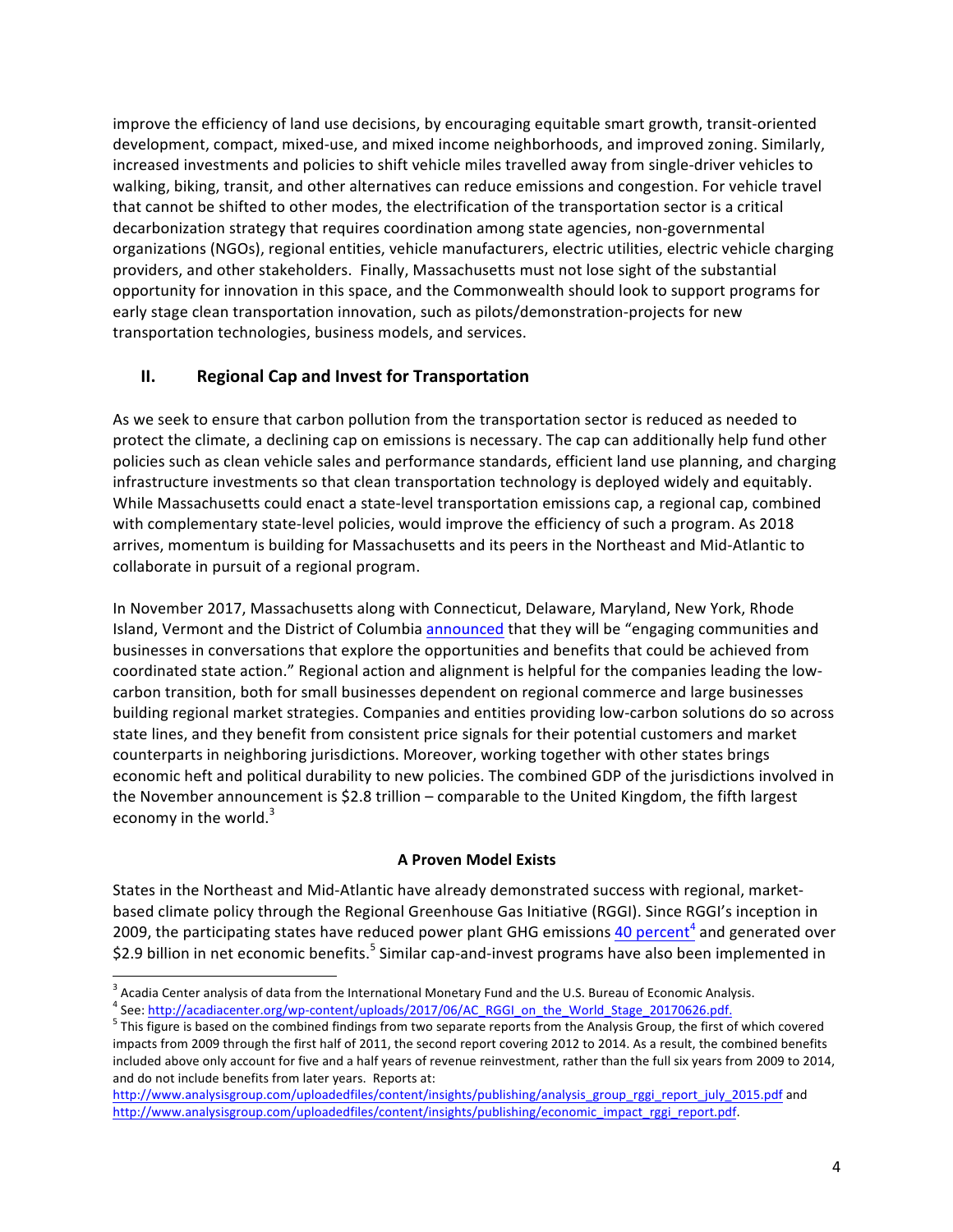improve the efficiency of land use decisions, by encouraging equitable smart growth, transit-oriented development, compact, mixed-use, and mixed income neighborhoods, and improved zoning. Similarly, increased investments and policies to shift vehicle miles travelled away from single-driver vehicles to walking, biking, transit, and other alternatives can reduce emissions and congestion. For vehicle travel that cannot be shifted to other modes, the electrification of the transportation sector is a critical decarbonization strategy that requires coordination among state agencies, non-governmental organizations (NGOs), regional entities, vehicle manufacturers, electric utilities, electric vehicle charging providers, and other stakeholders. Finally, Massachusetts must not lose sight of the substantial opportunity for innovation in this space, and the Commonwealth should look to support programs for early stage clean transportation innovation, such as pilots/demonstration-projects for new transportation technologies, business models, and services.

## II. Regional Cap and Invest for Transportation

As we seek to ensure that carbon pollution from the transportation sector is reduced as needed to protect the climate, a declining cap on emissions is necessary. The cap can additionally help fund other policies such as clean vehicle sales and performance standards, efficient land use planning, and charging infrastructure investments so that clean transportation technology is deployed widely and equitably. While Massachusetts could enact a state-level transportation emissions cap, a regional cap, combined with complementary state-level policies, would improve the efficiency of such a program. As 2018 arrives, momentum is building for Massachusetts and its peers in the Northeast and Mid-Atlantic to collaborate in pursuit of a regional program.

In November 2017, Massachusetts along with Connecticut, Delaware, Maryland, New York, Rhode Island, Vermont and the District of Columbia announced that they will be "engaging communities and businesses in conversations that explore the opportunities and benefits that could be achieved from coordinated state action." Regional action and alignment is helpful for the companies leading the low-carbon transition, both for small businesses dependent on regional commerce and large businesses building regional market strategies. Companies and entities providing low-carbon solutions do so across state lines, and they benefit from consistent price signals for their potential customers and market counterparts in neighboring jurisdictions. Moreover, working together with other states brings economic heft and political durability to new policies. The combined GDP of the jurisdictions involved in the November announcement is $2.8 trillion – comparable to the United Kingdom, the fifth largest economy in the world.[3]

### A Proven Model Exists

States in the Northeast and Mid-Atlantic have already demonstrated success with regional, market-based climate policy through the Regional Greenhouse Gas Initiative (RGGI). Since RGGI's inception in 2009, the participating states have reduced power plant GHG emissions 40 percent[4] and generated over $2.9 billion in net economic benefits.[5] Similar cap-and-invest programs have also been implemented in

---

[3] Acadia Center analysis of data from the International Monetary Fund and the U.S. Bureau of Economic Analysis.

[4] See: http://acadiacenter.org/wp-content/uploads/2017/06/AC_RGGI_on_the_World_Stage_20170626.pdf.

[5] This figure is based on the combined findings from two separate reports from the Analysis Group, the first of which covered impacts from 2009 through the first half of 2011, the second report covering 2012 to 2014. As a result, the combined benefits included above only account for five and a half years of revenue reinvestment, rather than the full six years from 2009 to 2014, and do not include benefits from later years. Reports at: http://www.analysisgroup.com/uploadedfiles/content/insights/publishing/analysis_group_rggi_report_july_2015.pdf and http://www.analysisgroup.com/uploadedfiles/content/insights/publishing/economic_impact_rggi_report.pdf.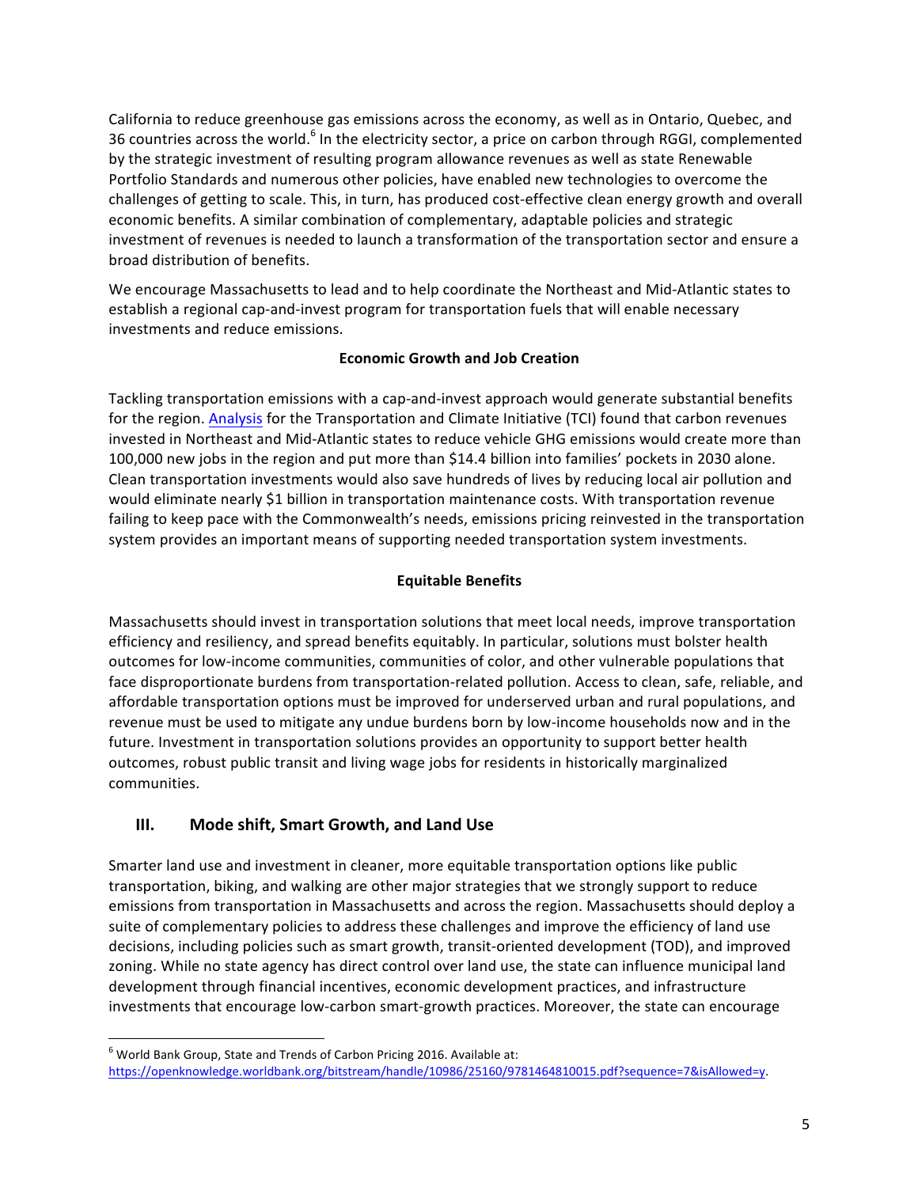California to reduce greenhouse gas emissions across the economy, as well as in Ontario, Quebec, and 36 countries across the world.[6] In the electricity sector, a price on carbon through RGGI, complemented by the strategic investment of resulting program allowance revenues as well as state Renewable Portfolio Standards and numerous other policies, have enabled new technologies to overcome the challenges of getting to scale. This, in turn, has produced cost-effective clean energy growth and overall economic benefits. A similar combination of complementary, adaptable policies and strategic investment of revenues is needed to launch a transformation of the transportation sector and ensure a broad distribution of benefits.

We encourage Massachusetts to lead and to help coordinate the Northeast and Mid-Atlantic states to establish a regional cap-and-invest program for transportation fuels that will enable necessary investments and reduce emissions.

**Economic Growth and Job Creation**

Tackling transportation emissions with a cap-and-invest approach would generate substantial benefits for the region. Analysis for the Transportation and Climate Initiative (TCI) found that carbon revenues invested in Northeast and Mid-Atlantic states to reduce vehicle GHG emissions would create more than 100,000 new jobs in the region and put more than $14.4 billion into families' pockets in 2030 alone. Clean transportation investments would also save hundreds of lives by reducing local air pollution and would eliminate nearly $1 billion in transportation maintenance costs. With transportation revenue failing to keep pace with the Commonwealth's needs, emissions pricing reinvested in the transportation system provides an important means of supporting needed transportation system investments.

**Equitable Benefits**

Massachusetts should invest in transportation solutions that meet local needs, improve transportation efficiency and resiliency, and spread benefits equitably. In particular, solutions must bolster health outcomes for low-income communities, communities of color, and other vulnerable populations that face disproportionate burdens from transportation-related pollution. Access to clean, safe, reliable, and affordable transportation options must be improved for underserved urban and rural populations, and revenue must be used to mitigate any undue burdens born by low-income households now and in the future. Investment in transportation solutions provides an opportunity to support better health outcomes, robust public transit and living wage jobs for residents in historically marginalized communities.

## III. Mode shift, Smart Growth, and Land Use

Smarter land use and investment in cleaner, more equitable transportation options like public transportation, biking, and walking are other major strategies that we strongly support to reduce emissions from transportation in Massachusetts and across the region. Massachusetts should deploy a suite of complementary policies to address these challenges and improve the efficiency of land use decisions, including policies such as smart growth, transit-oriented development (TOD), and improved zoning. While no state agency has direct control over land use, the state can influence municipal land development through financial incentives, economic development practices, and infrastructure investments that encourage low-carbon smart-growth practices. Moreover, the state can encourage

---

[6] World Bank Group, State and Trends of Carbon Pricing 2016. Available at: https://openknowledge.worldbank.org/bitstream/handle/10986/25160/9781464810015.pdf?sequence=7&isAllowed=y.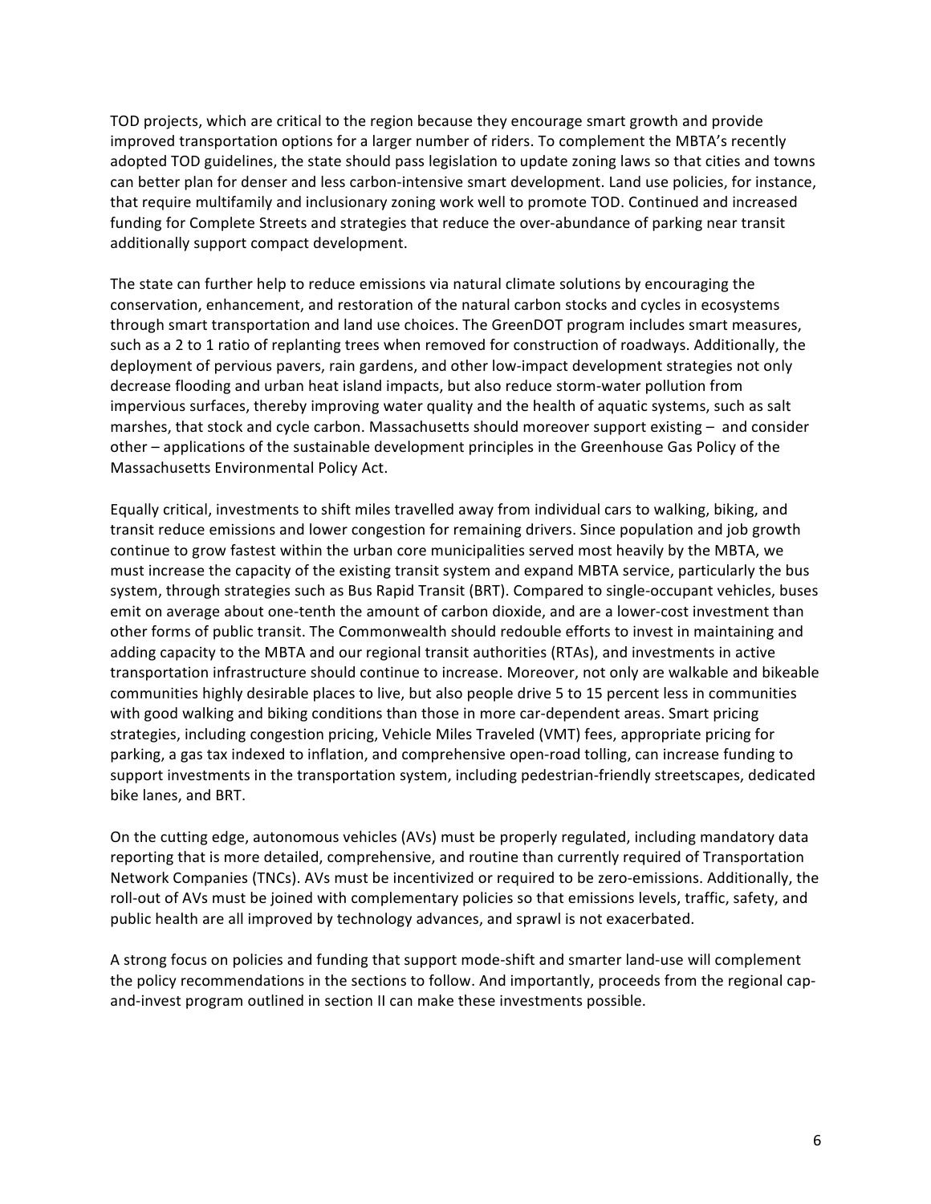TOD projects, which are critical to the region because they encourage smart growth and provide improved transportation options for a larger number of riders. To complement the MBTA's recently adopted TOD guidelines, the state should pass legislation to update zoning laws so that cities and towns can better plan for denser and less carbon-intensive smart development. Land use policies, for instance, that require multifamily and inclusionary zoning work well to promote TOD. Continued and increased funding for Complete Streets and strategies that reduce the over-abundance of parking near transit additionally support compact development.

The state can further help to reduce emissions via natural climate solutions by encouraging the conservation, enhancement, and restoration of the natural carbon stocks and cycles in ecosystems through smart transportation and land use choices. The GreenDOT program includes smart measures, such as a 2 to 1 ratio of replanting trees when removed for construction of roadways. Additionally, the deployment of pervious pavers, rain gardens, and other low-impact development strategies not only decrease flooding and urban heat island impacts, but also reduce storm-water pollution from impervious surfaces, thereby improving water quality and the health of aquatic systems, such as salt marshes, that stock and cycle carbon. Massachusetts should moreover support existing – and consider other – applications of the sustainable development principles in the Greenhouse Gas Policy of the Massachusetts Environmental Policy Act.

Equally critical, investments to shift miles travelled away from individual cars to walking, biking, and transit reduce emissions and lower congestion for remaining drivers. Since population and job growth continue to grow fastest within the urban core municipalities served most heavily by the MBTA, we must increase the capacity of the existing transit system and expand MBTA service, particularly the bus system, through strategies such as Bus Rapid Transit (BRT). Compared to single-occupant vehicles, buses emit on average about one-tenth the amount of carbon dioxide, and are a lower-cost investment than other forms of public transit. The Commonwealth should redouble efforts to invest in maintaining and adding capacity to the MBTA and our regional transit authorities (RTAs), and investments in active transportation infrastructure should continue to increase. Moreover, not only are walkable and bikeable communities highly desirable places to live, but also people drive 5 to 15 percent less in communities with good walking and biking conditions than those in more car-dependent areas. Smart pricing strategies, including congestion pricing, Vehicle Miles Traveled (VMT) fees, appropriate pricing for parking, a gas tax indexed to inflation, and comprehensive open-road tolling, can increase funding to support investments in the transportation system, including pedestrian-friendly streetscapes, dedicated bike lanes, and BRT.

On the cutting edge, autonomous vehicles (AVs) must be properly regulated, including mandatory data reporting that is more detailed, comprehensive, and routine than currently required of Transportation Network Companies (TNCs). AVs must be incentivized or required to be zero-emissions. Additionally, the roll-out of AVs must be joined with complementary policies so that emissions levels, traffic, safety, and public health are all improved by technology advances, and sprawl is not exacerbated.

A strong focus on policies and funding that support mode-shift and smarter land-use will complement the policy recommendations in the sections to follow. And importantly, proceeds from the regional cap-and-invest program outlined in section II can make these investments possible.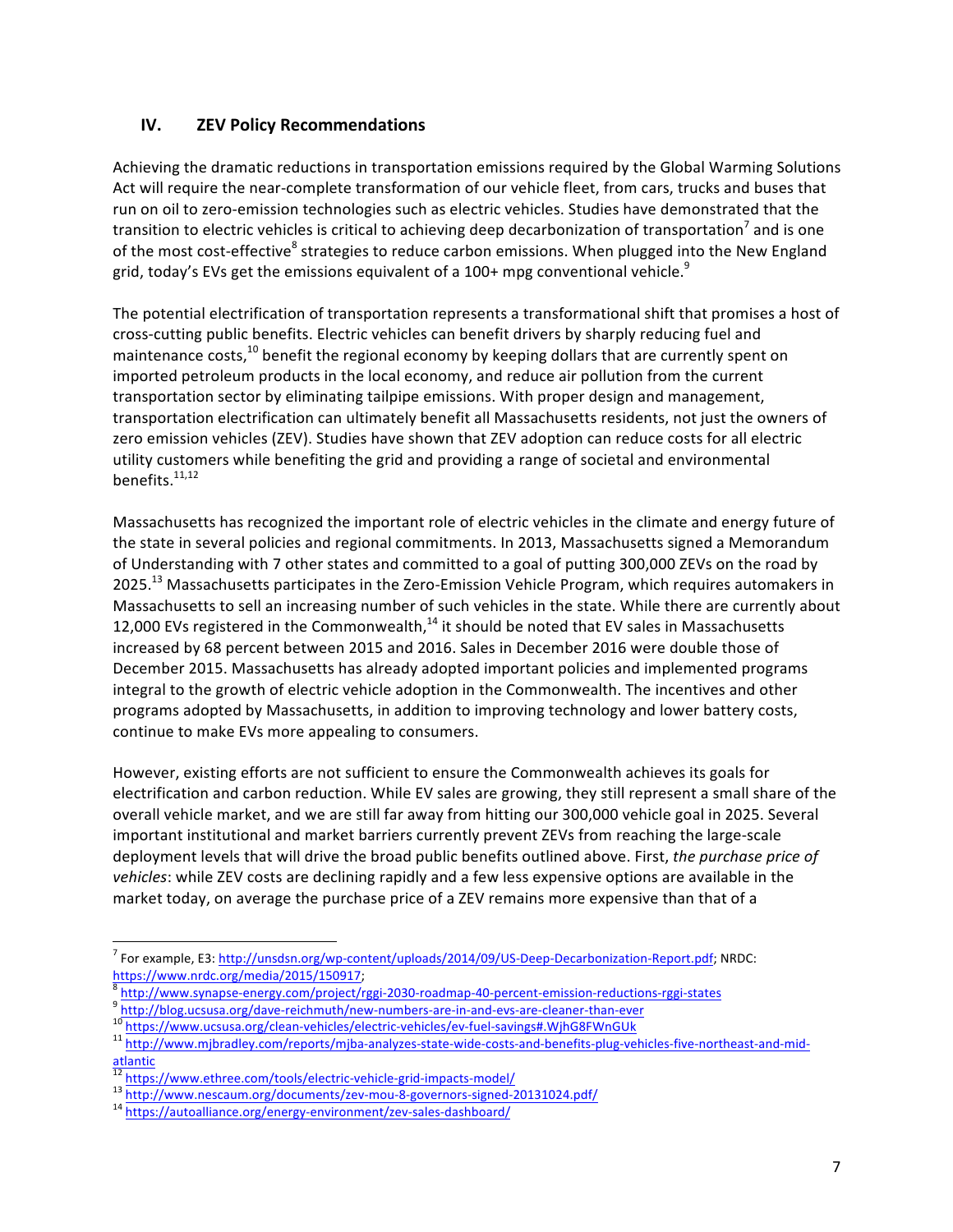## IV. ZEV Policy Recommendations

Achieving the dramatic reductions in transportation emissions required by the Global Warming Solutions Act will require the near-complete transformation of our vehicle fleet, from cars, trucks and buses that run on oil to zero-emission technologies such as electric vehicles. Studies have demonstrated that the transition to electric vehicles is critical to achieving deep decarbonization of transportation[7] and is one of the most cost-effective[8] strategies to reduce carbon emissions. When plugged into the New England grid, today's EVs get the emissions equivalent of a 100+ mpg conventional vehicle.[9]

The potential electrification of transportation represents a transformational shift that promises a host of cross-cutting public benefits. Electric vehicles can benefit drivers by sharply reducing fuel and maintenance costs,[10] benefit the regional economy by keeping dollars that are currently spent on imported petroleum products in the local economy, and reduce air pollution from the current transportation sector by eliminating tailpipe emissions. With proper design and management, transportation electrification can ultimately benefit all Massachusetts residents, not just the owners of zero emission vehicles (ZEV). Studies have shown that ZEV adoption can reduce costs for all electric utility customers while benefiting the grid and providing a range of societal and environmental benefits.[11,12]

Massachusetts has recognized the important role of electric vehicles in the climate and energy future of the state in several policies and regional commitments. In 2013, Massachusetts signed a Memorandum of Understanding with 7 other states and committed to a goal of putting 300,000 ZEVs on the road by 2025.[13] Massachusetts participates in the Zero-Emission Vehicle Program, which requires automakers in Massachusetts to sell an increasing number of such vehicles in the state. While there are currently about 12,000 EVs registered in the Commonwealth,[14] it should be noted that EV sales in Massachusetts increased by 68 percent between 2015 and 2016. Sales in December 2016 were double those of December 2015. Massachusetts has already adopted important policies and implemented programs integral to the growth of electric vehicle adoption in the Commonwealth. The incentives and other programs adopted by Massachusetts, in addition to improving technology and lower battery costs, continue to make EVs more appealing to consumers.

However, existing efforts are not sufficient to ensure the Commonwealth achieves its goals for electrification and carbon reduction. While EV sales are growing, they still represent a small share of the overall vehicle market, and we are still far away from hitting our 300,000 vehicle goal in 2025. Several important institutional and market barriers currently prevent ZEVs from reaching the large-scale deployment levels that will drive the broad public benefits outlined above. First, *the purchase price of vehicles*: while ZEV costs are declining rapidly and a few less expensive options are available in the market today, on average the purchase price of a ZEV remains more expensive than that of a

---

[7] For example, E3: http://unsdsn.org/wp-content/uploads/2014/09/US-Deep-Decarbonization-Report.pdf; NRDC: https://www.nrdc.org/media/2015/150917;

[8] http://www.synapse-energy.com/project/rggi-2030-roadmap-40-percent-emission-reductions-rggi-states

[9] http://blog.ucsusa.org/dave-reichmuth/new-numbers-are-in-and-evs-are-cleaner-than-ever

[10] https://www.ucsusa.org/clean-vehicles/electric-vehicles/ev-fuel-savings#.WjhG8FWnGUk

[11] http://www.mjbradley.com/reports/mjba-analyzes-state-wide-costs-and-benefits-plug-vehicles-five-northeast-and-mid-atlantic

[12] https://www.ethree.com/tools/electric-vehicle-grid-impacts-model/

[13] http://www.nescaum.org/documents/zev-mou-8-governors-signed-20131024.pdf/

[14] https://autoalliance.org/energy-environment/zev-sales-dashboard/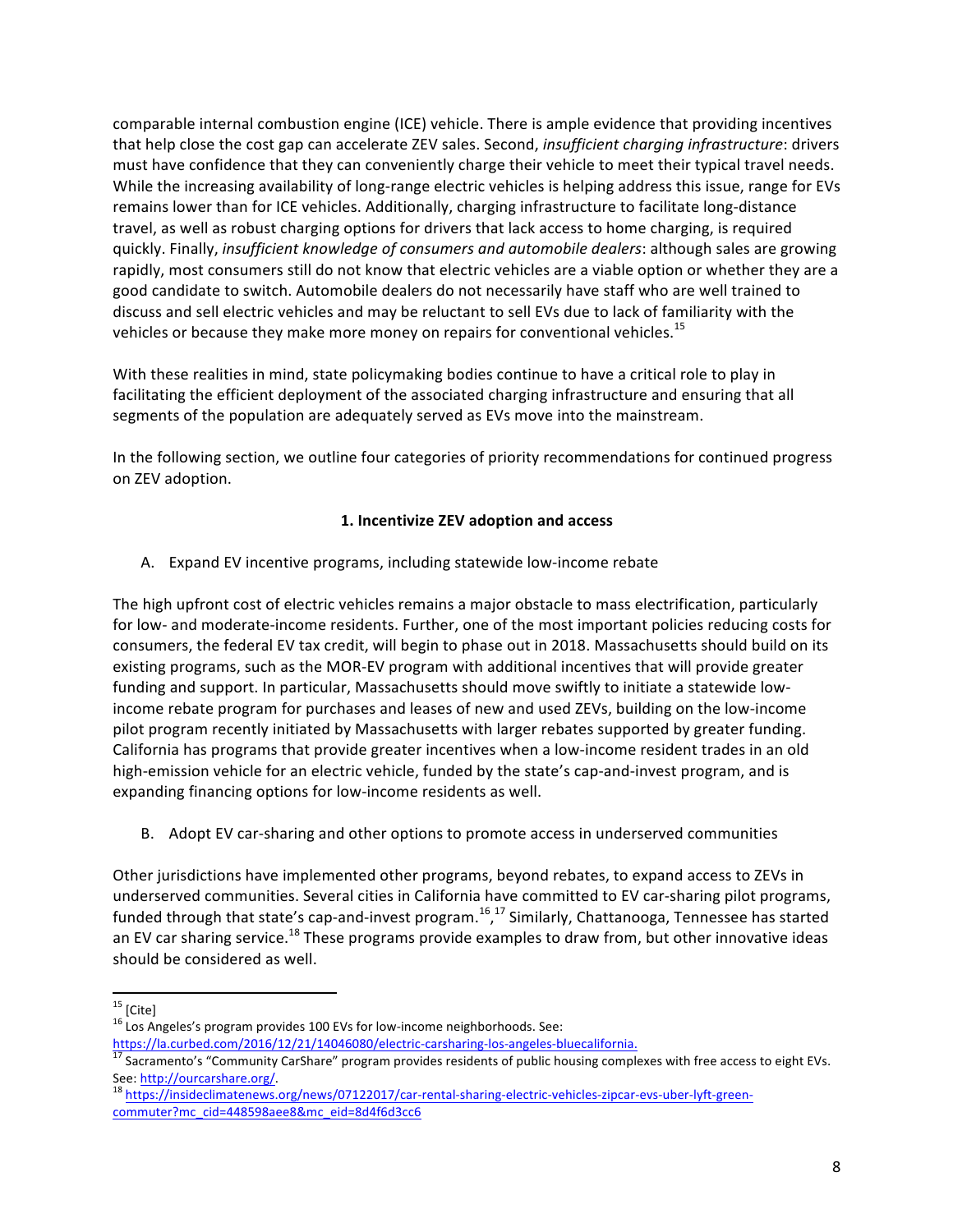comparable internal combustion engine (ICE) vehicle. There is ample evidence that providing incentives that help close the cost gap can accelerate ZEV sales. Second, *insufficient charging infrastructure*: drivers must have confidence that they can conveniently charge their vehicle to meet their typical travel needs. While the increasing availability of long-range electric vehicles is helping address this issue, range for EVs remains lower than for ICE vehicles. Additionally, charging infrastructure to facilitate long-distance travel, as well as robust charging options for drivers that lack access to home charging, is required quickly. Finally, *insufficient knowledge of consumers and automobile dealers*: although sales are growing rapidly, most consumers still do not know that electric vehicles are a viable option or whether they are a good candidate to switch. Automobile dealers do not necessarily have staff who are well trained to discuss and sell electric vehicles and may be reluctant to sell EVs due to lack of familiarity with the vehicles or because they make more money on repairs for conventional vehicles.[15]

With these realities in mind, state policymaking bodies continue to have a critical role to play in facilitating the efficient deployment of the associated charging infrastructure and ensuring that all segments of the population are adequately served as EVs move into the mainstream.

In the following section, we outline four categories of priority recommendations for continued progress on ZEV adoption.

## 1. Incentivize ZEV adoption and access

A. Expand EV incentive programs, including statewide low-income rebate

The high upfront cost of electric vehicles remains a major obstacle to mass electrification, particularly for low- and moderate-income residents. Further, one of the most important policies reducing costs for consumers, the federal EV tax credit, will begin to phase out in 2018. Massachusetts should build on its existing programs, such as the MOR-EV program with additional incentives that will provide greater funding and support. In particular, Massachusetts should move swiftly to initiate a statewide low-income rebate program for purchases and leases of new and used ZEVs, building on the low-income pilot program recently initiated by Massachusetts with larger rebates supported by greater funding. California has programs that provide greater incentives when a low-income resident trades in an old high-emission vehicle for an electric vehicle, funded by the state's cap-and-invest program, and is expanding financing options for low-income residents as well.

B. Adopt EV car-sharing and other options to promote access in underserved communities

Other jurisdictions have implemented other programs, beyond rebates, to expand access to ZEVs in underserved communities. Several cities in California have committed to EV car-sharing pilot programs, funded through that state's cap-and-invest program.[16],[17] Similarly, Chattanooga, Tennessee has started an EV car sharing service.[18] These programs provide examples to draw from, but other innovative ideas should be considered as well.

---

[15] [Cite]

[16] Los Angeles's program provides 100 EVs for low-income neighborhoods. See: https://la.curbed.com/2016/12/21/14046080/electric-carsharing-los-angeles-bluecalifornia.

[17] Sacramento's "Community CarShare" program provides residents of public housing complexes with free access to eight EVs. See: http://ourcarshare.org/.

[18] https://insideclimatenews.org/news/07122017/car-rental-sharing-electric-vehicles-zipcar-evs-uber-lyft-green-commuter?mc_cid=448598aee8&mc_eid=8d4f6d3cc6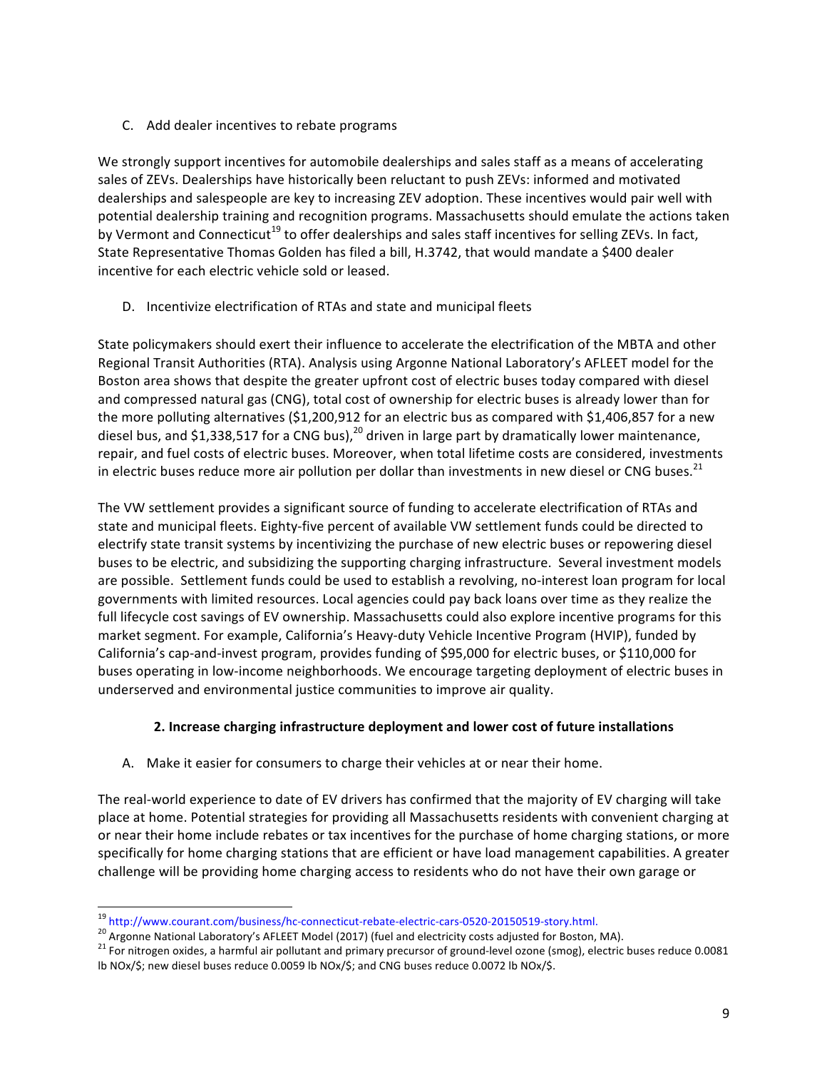C. Add dealer incentives to rebate programs

We strongly support incentives for automobile dealerships and sales staff as a means of accelerating sales of ZEVs. Dealerships have historically been reluctant to push ZEVs: informed and motivated dealerships and salespeople are key to increasing ZEV adoption. These incentives would pair well with potential dealership training and recognition programs. Massachusetts should emulate the actions taken by Vermont and Connecticut[19] to offer dealerships and sales staff incentives for selling ZEVs. In fact, State Representative Thomas Golden has filed a bill, H.3742, that would mandate a $400 dealer incentive for each electric vehicle sold or leased.

D. Incentivize electrification of RTAs and state and municipal fleets

State policymakers should exert their influence to accelerate the electrification of the MBTA and other Regional Transit Authorities (RTA). Analysis using Argonne National Laboratory's AFLEET model for the Boston area shows that despite the greater upfront cost of electric buses today compared with diesel and compressed natural gas (CNG), total cost of ownership for electric buses is already lower than for the more polluting alternatives ($1,200,912 for an electric bus as compared with $1,406,857 for a new diesel bus, and $1,338,517 for a CNG bus),[20] driven in large part by dramatically lower maintenance, repair, and fuel costs of electric buses. Moreover, when total lifetime costs are considered, investments in electric buses reduce more air pollution per dollar than investments in new diesel or CNG buses.[21]

The VW settlement provides a significant source of funding to accelerate electrification of RTAs and state and municipal fleets. Eighty-five percent of available VW settlement funds could be directed to electrify state transit systems by incentivizing the purchase of new electric buses or repowering diesel buses to be electric, and subsidizing the supporting charging infrastructure. Several investment models are possible. Settlement funds could be used to establish a revolving, no-interest loan program for local governments with limited resources. Local agencies could pay back loans over time as they realize the full lifecycle cost savings of EV ownership. Massachusetts could also explore incentive programs for this market segment. For example, California's Heavy-duty Vehicle Incentive Program (HVIP), funded by California's cap-and-invest program, provides funding of $95,000 for electric buses, or $110,000 for buses operating in low-income neighborhoods. We encourage targeting deployment of electric buses in underserved and environmental justice communities to improve air quality.

### 2. Increase charging infrastructure deployment and lower cost of future installations

A. Make it easier for consumers to charge their vehicles at or near their home.

The real-world experience to date of EV drivers has confirmed that the majority of EV charging will take place at home. Potential strategies for providing all Massachusetts residents with convenient charging at or near their home include rebates or tax incentives for the purchase of home charging stations, or more specifically for home charging stations that are efficient or have load management capabilities. A greater challenge will be providing home charging access to residents who do not have their own garage or

---

[19] http://www.courant.com/business/hc-connecticut-rebate-electric-cars-0520-20150519-story.html.

[20] Argonne National Laboratory's AFLEET Model (2017) (fuel and electricity costs adjusted for Boston, MA).

[21] For nitrogen oxides, a harmful air pollutant and primary precursor of ground-level ozone (smog), electric buses reduce 0.0081 lb NOx/$; new diesel buses reduce 0.0059 lb NOx/$; and CNG buses reduce 0.0072 lb NOx/$.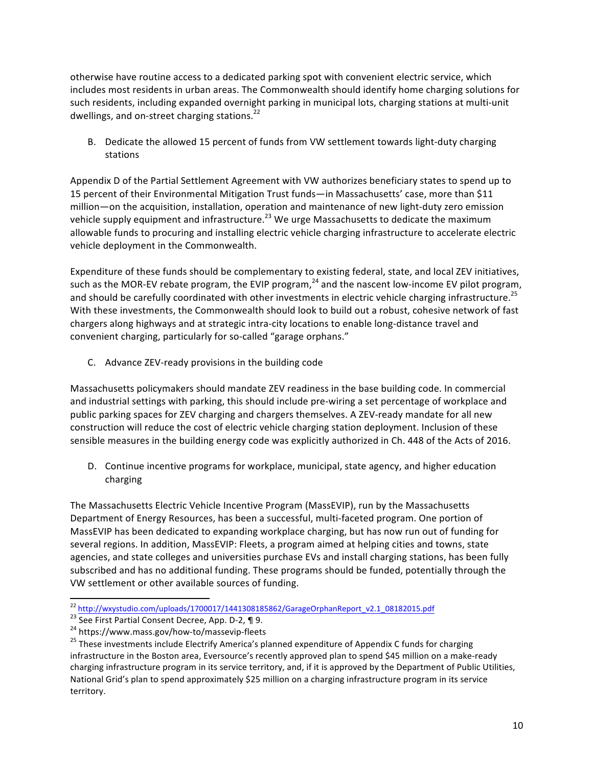otherwise have routine access to a dedicated parking spot with convenient electric service, which includes most residents in urban areas. The Commonwealth should identify home charging solutions for such residents, including expanded overnight parking in municipal lots, charging stations at multi-unit dwellings, and on-street charging stations.[22]

B. Dedicate the allowed 15 percent of funds from VW settlement towards light-duty charging stations

Appendix D of the Partial Settlement Agreement with VW authorizes beneficiary states to spend up to 15 percent of their Environmental Mitigation Trust funds—in Massachusetts' case, more than $11 million—on the acquisition, installation, operation and maintenance of new light-duty zero emission vehicle supply equipment and infrastructure.[23] We urge Massachusetts to dedicate the maximum allowable funds to procuring and installing electric vehicle charging infrastructure to accelerate electric vehicle deployment in the Commonwealth.

Expenditure of these funds should be complementary to existing federal, state, and local ZEV initiatives, such as the MOR-EV rebate program, the EVIP program,[24] and the nascent low-income EV pilot program, and should be carefully coordinated with other investments in electric vehicle charging infrastructure.[25] With these investments, the Commonwealth should look to build out a robust, cohesive network of fast chargers along highways and at strategic intra-city locations to enable long-distance travel and convenient charging, particularly for so-called "garage orphans."

C. Advance ZEV-ready provisions in the building code

Massachusetts policymakers should mandate ZEV readiness in the base building code. In commercial and industrial settings with parking, this should include pre-wiring a set percentage of workplace and public parking spaces for ZEV charging and chargers themselves. A ZEV-ready mandate for all new construction will reduce the cost of electric vehicle charging station deployment. Inclusion of these sensible measures in the building energy code was explicitly authorized in Ch. 448 of the Acts of 2016.

D. Continue incentive programs for workplace, municipal, state agency, and higher education charging

The Massachusetts Electric Vehicle Incentive Program (MassEVIP), run by the Massachusetts Department of Energy Resources, has been a successful, multi-faceted program. One portion of MassEVIP has been dedicated to expanding workplace charging, but has now run out of funding for several regions. In addition, MassEVIP: Fleets, a program aimed at helping cities and towns, state agencies, and state colleges and universities purchase EVs and install charging stations, has been fully subscribed and has no additional funding. These programs should be funded, potentially through the VW settlement or other available sources of funding.

---

[22] http://wxystudio.com/uploads/1700017/1441308185862/GarageOrphanReport_v2.1_08182015.pdf

[23] See First Partial Consent Decree, App. D-2, ¶ 9.

[24] https://www.mass.gov/how-to/massevip-fleets

[25] These investments include Electrify America's planned expenditure of Appendix C funds for charging infrastructure in the Boston area, Eversource's recently approved plan to spend $45 million on a make-ready charging infrastructure program in its service territory, and, if it is approved by the Department of Public Utilities, National Grid's plan to spend approximately $25 million on a charging infrastructure program in its service territory.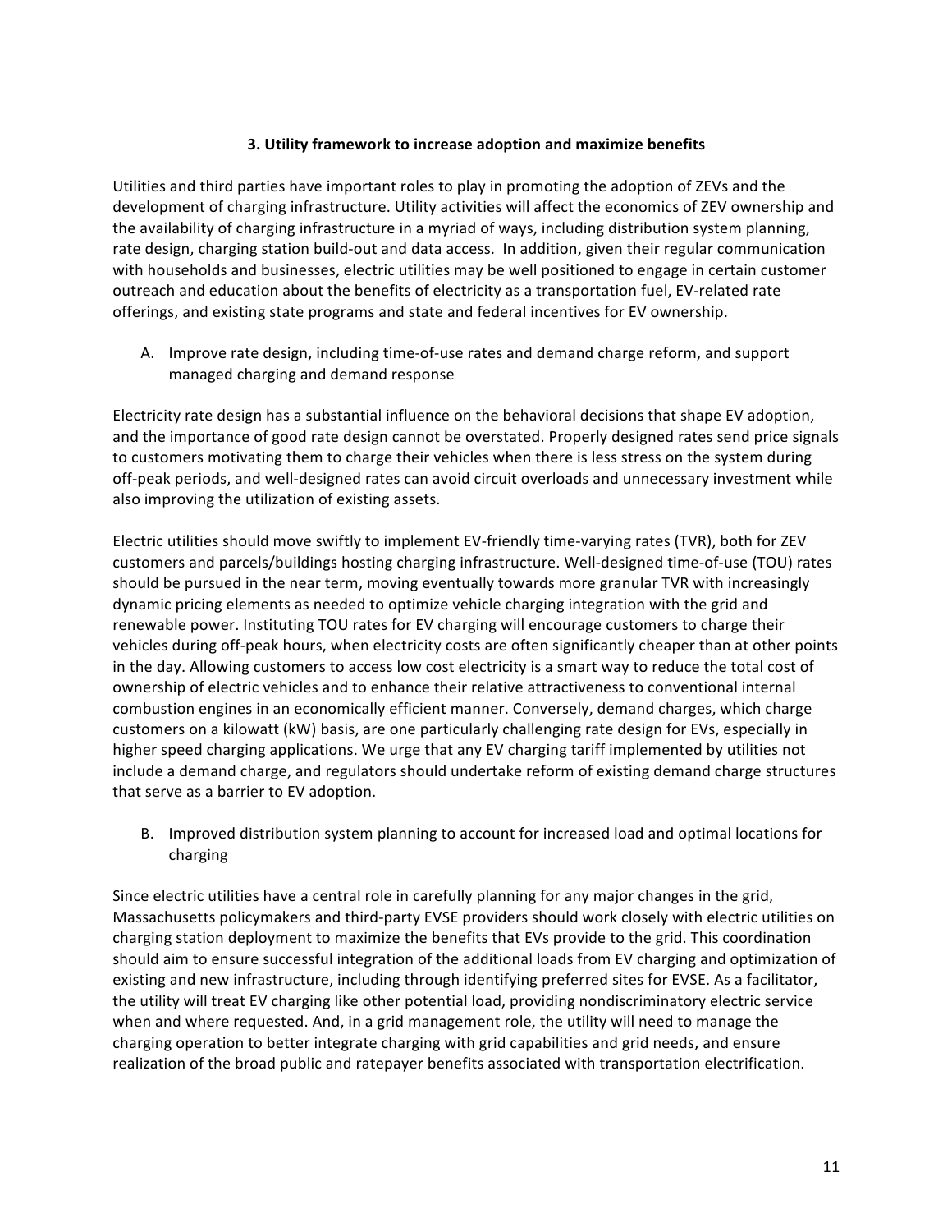### 3. Utility framework to increase adoption and maximize benefits

Utilities and third parties have important roles to play in promoting the adoption of ZEVs and the development of charging infrastructure. Utility activities will affect the economics of ZEV ownership and the availability of charging infrastructure in a myriad of ways, including distribution system planning, rate design, charging station build-out and data access. In addition, given their regular communication with households and businesses, electric utilities may be well positioned to engage in certain customer outreach and education about the benefits of electricity as a transportation fuel, EV-related rate offerings, and existing state programs and state and federal incentives for EV ownership.

A. Improve rate design, including time-of-use rates and demand charge reform, and support managed charging and demand response

Electricity rate design has a substantial influence on the behavioral decisions that shape EV adoption, and the importance of good rate design cannot be overstated. Properly designed rates send price signals to customers motivating them to charge their vehicles when there is less stress on the system during off-peak periods, and well-designed rates can avoid circuit overloads and unnecessary investment while also improving the utilization of existing assets.

Electric utilities should move swiftly to implement EV-friendly time-varying rates (TVR), both for ZEV customers and parcels/buildings hosting charging infrastructure. Well-designed time-of-use (TOU) rates should be pursued in the near term, moving eventually towards more granular TVR with increasingly dynamic pricing elements as needed to optimize vehicle charging integration with the grid and renewable power. Instituting TOU rates for EV charging will encourage customers to charge their vehicles during off-peak hours, when electricity costs are often significantly cheaper than at other points in the day. Allowing customers to access low cost electricity is a smart way to reduce the total cost of ownership of electric vehicles and to enhance their relative attractiveness to conventional internal combustion engines in an economically efficient manner. Conversely, demand charges, which charge customers on a kilowatt (kW) basis, are one particularly challenging rate design for EVs, especially in higher speed charging applications. We urge that any EV charging tariff implemented by utilities not include a demand charge, and regulators should undertake reform of existing demand charge structures that serve as a barrier to EV adoption.

B. Improved distribution system planning to account for increased load and optimal locations for charging

Since electric utilities have a central role in carefully planning for any major changes in the grid, Massachusetts policymakers and third-party EVSE providers should work closely with electric utilities on charging station deployment to maximize the benefits that EVs provide to the grid. This coordination should aim to ensure successful integration of the additional loads from EV charging and optimization of existing and new infrastructure, including through identifying preferred sites for EVSE. As a facilitator, the utility will treat EV charging like other potential load, providing nondiscriminatory electric service when and where requested. And, in a grid management role, the utility will need to manage the charging operation to better integrate charging with grid capabilities and grid needs, and ensure realization of the broad public and ratepayer benefits associated with transportation electrification.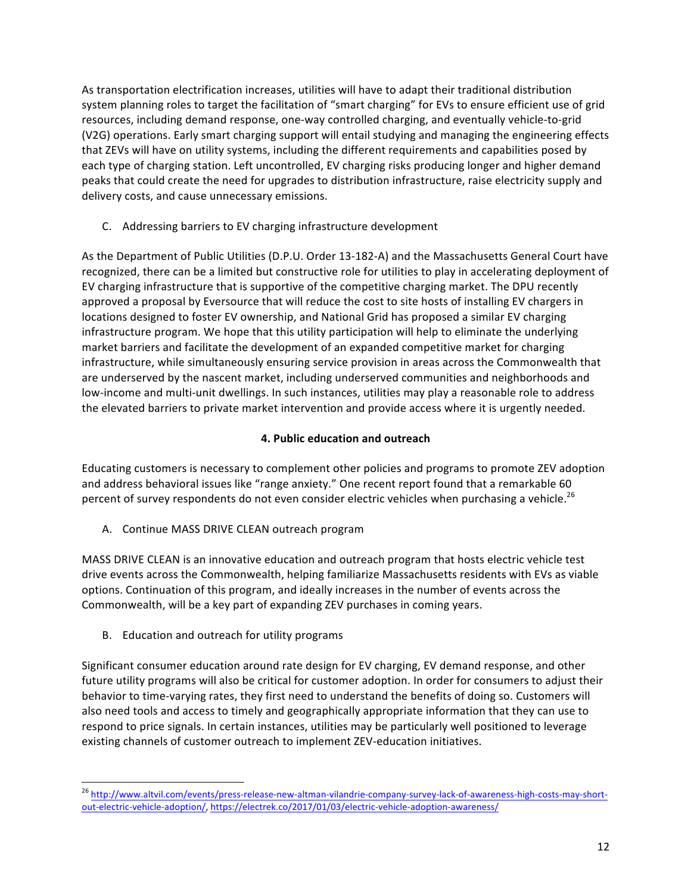As transportation electrification increases, utilities will have to adapt their traditional distribution system planning roles to target the facilitation of "smart charging" for EVs to ensure efficient use of grid resources, including demand response, one-way controlled charging, and eventually vehicle-to-grid (V2G) operations. Early smart charging support will entail studying and managing the engineering effects that ZEVs will have on utility systems, including the different requirements and capabilities posed by each type of charging station. Left uncontrolled, EV charging risks producing longer and higher demand peaks that could create the need for upgrades to distribution infrastructure, raise electricity supply and delivery costs, and cause unnecessary emissions.

C. Addressing barriers to EV charging infrastructure development

As the Department of Public Utilities (D.P.U. Order 13-182-A) and the Massachusetts General Court have recognized, there can be a limited but constructive role for utilities to play in accelerating deployment of EV charging infrastructure that is supportive of the competitive charging market. The DPU recently approved a proposal by Eversource that will reduce the cost to site hosts of installing EV chargers in locations designed to foster EV ownership, and National Grid has proposed a similar EV charging infrastructure program. We hope that this utility participation will help to eliminate the underlying market barriers and facilitate the development of an expanded competitive market for charging infrastructure, while simultaneously ensuring service provision in areas across the Commonwealth that are underserved by the nascent market, including underserved communities and neighborhoods and low-income and multi-unit dwellings. In such instances, utilities may play a reasonable role to address the elevated barriers to private market intervention and provide access where it is urgently needed.

## 4. Public education and outreach

Educating customers is necessary to complement other policies and programs to promote ZEV adoption and address behavioral issues like "range anxiety." One recent report found that a remarkable 60 percent of survey respondents do not even consider electric vehicles when purchasing a vehicle.[26]

A. Continue MASS DRIVE CLEAN outreach program

MASS DRIVE CLEAN is an innovative education and outreach program that hosts electric vehicle test drive events across the Commonwealth, helping familiarize Massachusetts residents with EVs as viable options. Continuation of this program, and ideally increases in the number of events across the Commonwealth, will be a key part of expanding ZEV purchases in coming years.

B. Education and outreach for utility programs

Significant consumer education around rate design for EV charging, EV demand response, and other future utility programs will also be critical for customer adoption. In order for consumers to adjust their behavior to time-varying rates, they first need to understand the benefits of doing so. Customers will also need tools and access to timely and geographically appropriate information that they can use to respond to price signals. In certain instances, utilities may be particularly well positioned to leverage existing channels of customer outreach to implement ZEV-education initiatives.

---

[26] http://www.altvil.com/events/press-release-new-altman-vilandrie-company-survey-lack-of-awareness-high-costs-may-short-out-electric-vehicle-adoption/, https://electrek.co/2017/01/03/electric-vehicle-adoption-awareness/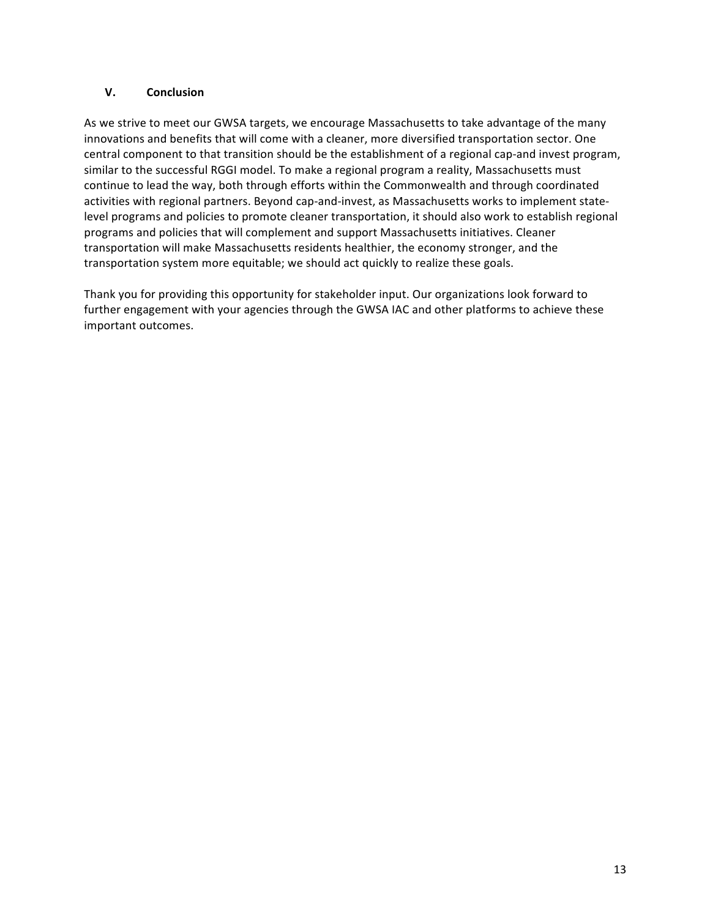## V. Conclusion

As we strive to meet our GWSA targets, we encourage Massachusetts to take advantage of the many innovations and benefits that will come with a cleaner, more diversified transportation sector. One central component to that transition should be the establishment of a regional cap-and invest program, similar to the successful RGGI model. To make a regional program a reality, Massachusetts must continue to lead the way, both through efforts within the Commonwealth and through coordinated activities with regional partners. Beyond cap-and-invest, as Massachusetts works to implement state-level programs and policies to promote cleaner transportation, it should also work to establish regional programs and policies that will complement and support Massachusetts initiatives. Cleaner transportation will make Massachusetts residents healthier, the economy stronger, and the transportation system more equitable; we should act quickly to realize these goals.

Thank you for providing this opportunity for stakeholder input. Our organizations look forward to further engagement with your agencies through the GWSA IAC and other platforms to achieve these important outcomes.